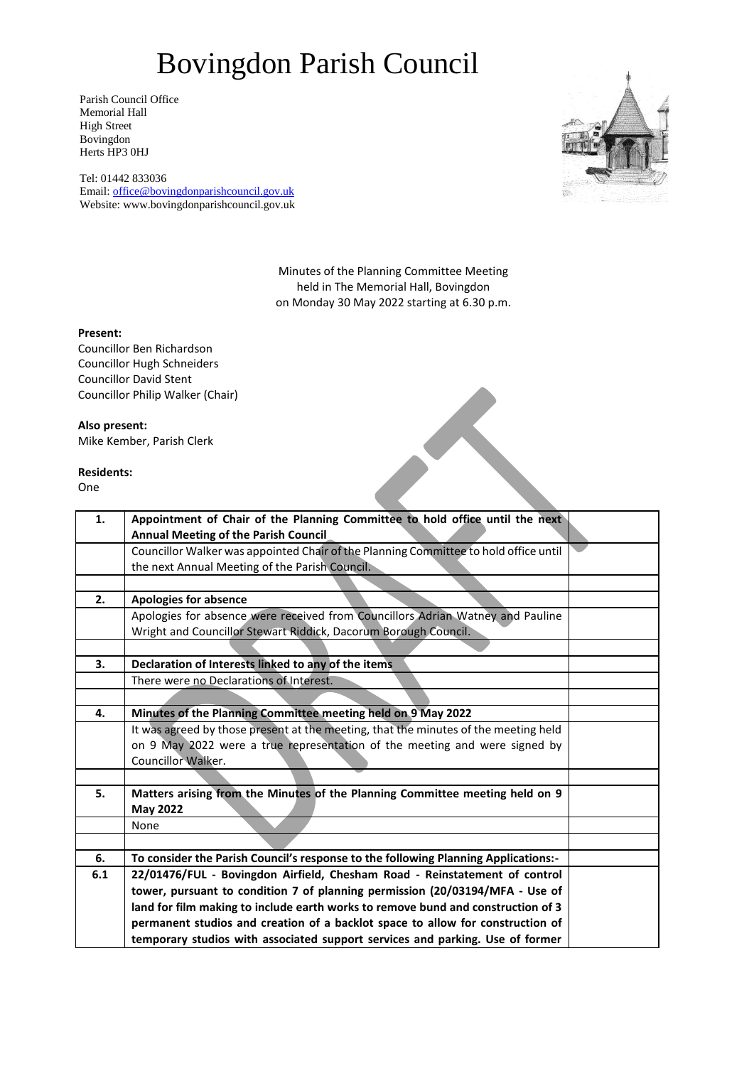# Bovingdon Parish Council

Parish Council Office
Memorial Hall
High Street
Bovingdon
Herts HP3 0HJ

Tel: 01442 833036
Email: office@bovingdonparishcouncil.gov.uk
Website: www.bovingdonparishcouncil.gov.uk

Minutes of the Planning Committee Meeting
held in The Memorial Hall, Bovingdon
on Monday 30 May 2022 starting at 6.30 p.m.

**Present:**
Councillor Ben Richardson
Councillor Hugh Schneiders
Councillor David Stent
Councillor Philip Walker (Chair)

**Also present:**
Mike Kember, Parish Clerk

**Residents:**
One

| | | |
|---|---|---|
| **1.** | **Appointment of Chair of the Planning Committee to hold office until the next Annual Meeting of the Parish Council** | |
| | Councillor Walker was appointed Chair of the Planning Committee to hold office until the next Annual Meeting of the Parish Council. | |
| | | |
| **2.** | **Apologies for absence** | |
| | Apologies for absence were received from Councillors Adrian Watney and Pauline Wright and Councillor Stewart Riddick, Dacorum Borough Council. | |
| | | |
| **3.** | **Declaration of Interests linked to any of the items** | |
| | There were no Declarations of Interest. | |
| | | |
| **4.** | **Minutes of the Planning Committee meeting held on 9 May 2022** | |
| | It was agreed by those present at the meeting, that the minutes of the meeting held on 9 May 2022 were a true representation of the meeting and were signed by Councillor Walker. | |
| | | |
| **5.** | **Matters arising from the Minutes of the Planning Committee meeting held on 9 May 2022** | |
| | None | |
| | | |
| **6.** | **To consider the Parish Council's response to the following Planning Applications:-** | |
| **6.1** | **22/01476/FUL - Bovingdon Airfield, Chesham Road - Reinstatement of control tower, pursuant to condition 7 of planning permission (20/03194/MFA - Use of land for film making to include earth works to remove bund and construction of 3 permanent studios and creation of a backlot space to allow for construction of temporary studios with associated support services and parking. Use of former** | |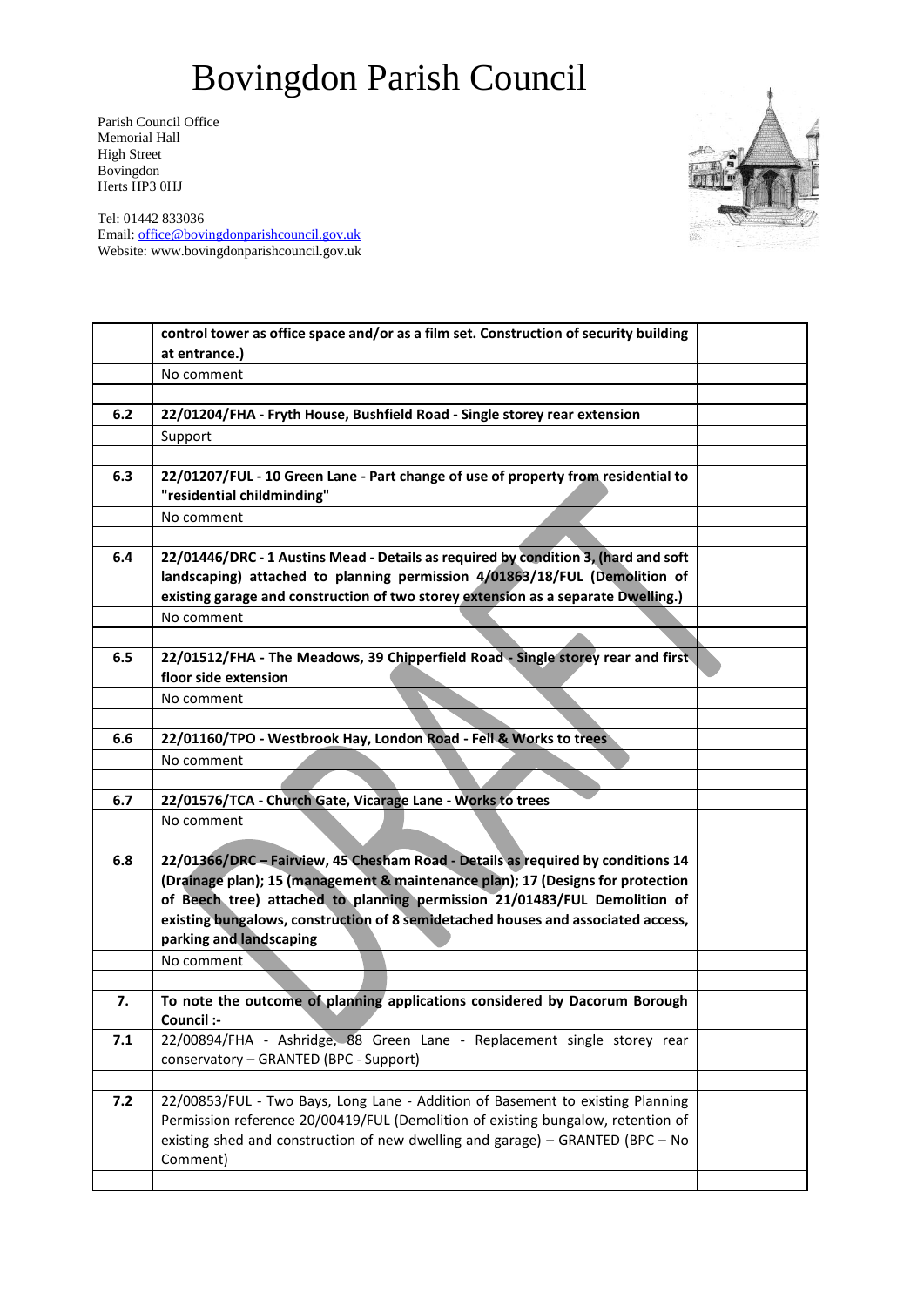# Bovingdon Parish Council

Parish Council Office
Memorial Hall
High Street
Bovingdon
Herts HP3 0HJ

Tel: 01442 833036
Email: office@bovingdonparishcouncil.gov.uk
Website: www.bovingdonparishcouncil.gov.uk

| | | |
|---|---|---|
| | **control tower as office space and/or as a film set. Construction of security building at entrance.)** | |
| | No comment | |
| | | |
| **6.2** | **22/01204/FHA - Fryth House, Bushfield Road - Single storey rear extension** | |
| | Support | |
| | | |
| **6.3** | **22/01207/FUL - 10 Green Lane - Part change of use of property from residential to "residential childminding"** | |
| | No comment | |
| | | |
| **6.4** | **22/01446/DRC - 1 Austins Mead - Details as required by condition 3, (hard and soft landscaping) attached to planning permission 4/01863/18/FUL (Demolition of existing garage and construction of two storey extension as a separate Dwelling.)** | |
| | No comment | |
| | | |
| **6.5** | **22/01512/FHA - The Meadows, 39 Chipperfield Road - Single storey rear and first floor side extension** | |
| | No comment | |
| | | |
| **6.6** | **22/01160/TPO - Westbrook Hay, London Road - Fell & Works to trees** | |
| | No comment | |
| | | |
| **6.7** | **22/01576/TCA - Church Gate, Vicarage Lane - Works to trees** | |
| | No comment | |
| | | |
| **6.8** | **22/01366/DRC – Fairview, 45 Chesham Road - Details as required by conditions 14 (Drainage plan); 15 (management & maintenance plan); 17 (Designs for protection of Beech tree) attached to planning permission 21/01483/FUL Demolition of existing bungalows, construction of 8 semidetached houses and associated access, parking and landscaping** | |
| | No comment | |
| | | |
| **7.** | **To note the outcome of planning applications considered by Dacorum Borough Council :-** | |
| **7.1** | 22/00894/FHA - Ashridge, 88 Green Lane - Replacement single storey rear conservatory – GRANTED (BPC - Support) | |
| | | |
| **7.2** | 22/00853/FUL - Two Bays, Long Lane - Addition of Basement to existing Planning Permission reference 20/00419/FUL (Demolition of existing bungalow, retention of existing shed and construction of new dwelling and garage) – GRANTED (BPC – No Comment) | |
| | | |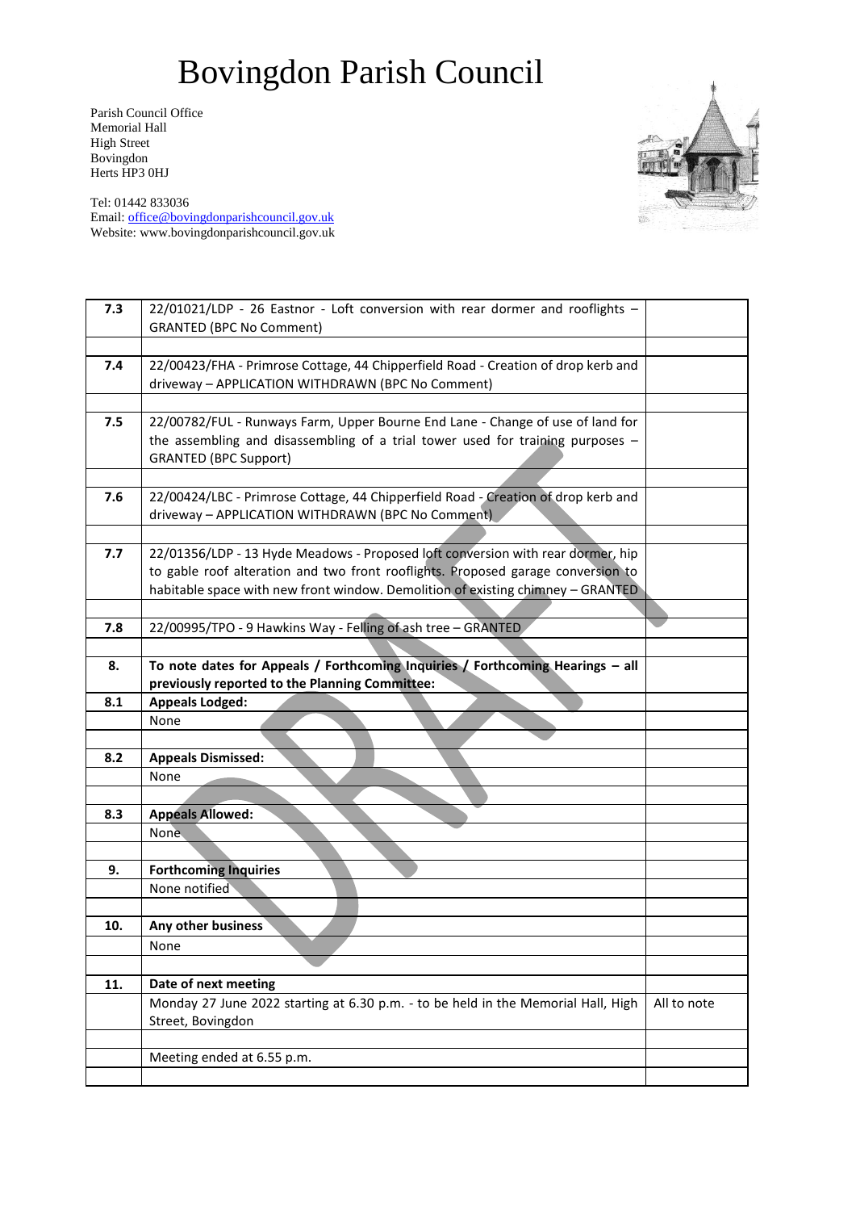# Bovingdon Parish Council

Parish Council Office
Memorial Hall
High Street
Bovingdon
Herts HP3 0HJ

Tel: 01442 833036
Email: office@bovingdonparishcouncil.gov.uk
Website: www.bovingdonparishcouncil.gov.uk

| | | |
|---|---|---|
| **7.3** | 22/01021/LDP - 26 Eastnor - Loft conversion with rear dormer and rooflights – GRANTED (BPC No Comment) | |
| | | |
| **7.4** | 22/00423/FHA - Primrose Cottage, 44 Chipperfield Road - Creation of drop kerb and driveway – APPLICATION WITHDRAWN (BPC No Comment) | |
| | | |
| **7.5** | 22/00782/FUL - Runways Farm, Upper Bourne End Lane - Change of use of land for the assembling and disassembling of a trial tower used for training purposes – GRANTED (BPC Support) | |
| | | |
| **7.6** | 22/00424/LBC - Primrose Cottage, 44 Chipperfield Road - Creation of drop kerb and driveway – APPLICATION WITHDRAWN (BPC No Comment) | |
| | | |
| **7.7** | 22/01356/LDP - 13 Hyde Meadows - Proposed loft conversion with rear dormer, hip to gable roof alteration and two front rooflights. Proposed garage conversion to habitable space with new front window. Demolition of existing chimney – GRANTED | |
| | | |
| **7.8** | 22/00995/TPO - 9 Hawkins Way - Felling of ash tree – GRANTED | |
| | | |
| **8.** | **To note dates for Appeals / Forthcoming Inquiries / Forthcoming Hearings – all previously reported to the Planning Committee:** | |
| **8.1** | **Appeals Lodged:** | |
| | None | |
| | | |
| **8.2** | **Appeals Dismissed:** | |
| | None | |
| | | |
| **8.3** | **Appeals Allowed:** | |
| | None | |
| | | |
| **9.** | **Forthcoming Inquiries** | |
| | None notified | |
| | | |
| **10.** | **Any other business** | |
| | None | |
| | | |
| **11.** | **Date of next meeting** | |
| | Monday 27 June 2022 starting at 6.30 p.m. - to be held in the Memorial Hall, High Street, Bovingdon | All to note |
| | | |
| | Meeting ended at 6.55 p.m. | |
| | | |